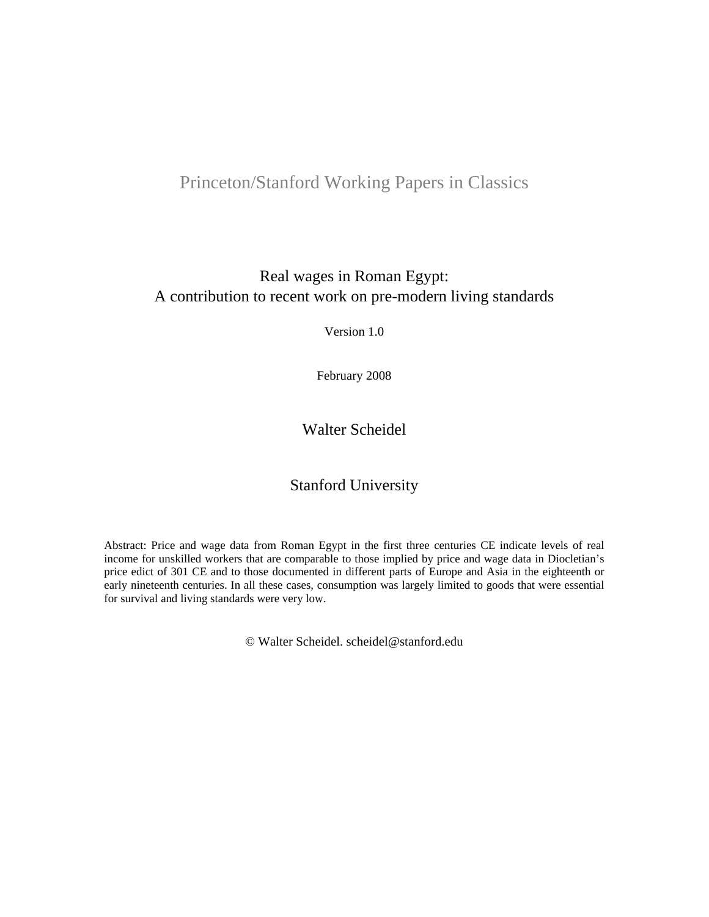Princeton/Stanford Working Papers in Classics

# Real wages in Roman Egypt: A contribution to recent work on pre-modern living standards

Version 1.0

February 2008

Walter Scheidel

Stanford University

Abstract: Price and wage data from Roman Egypt in the first three centuries CE indicate levels of real income for unskilled workers that are comparable to those implied by price and wage data in Diocletian's price edict of 301 CE and to those documented in different parts of Europe and Asia in the eighteenth or early nineteenth centuries. In all these cases, consumption was largely limited to goods that were essential for survival and living standards were very low.

© Walter Scheidel. scheidel@stanford.edu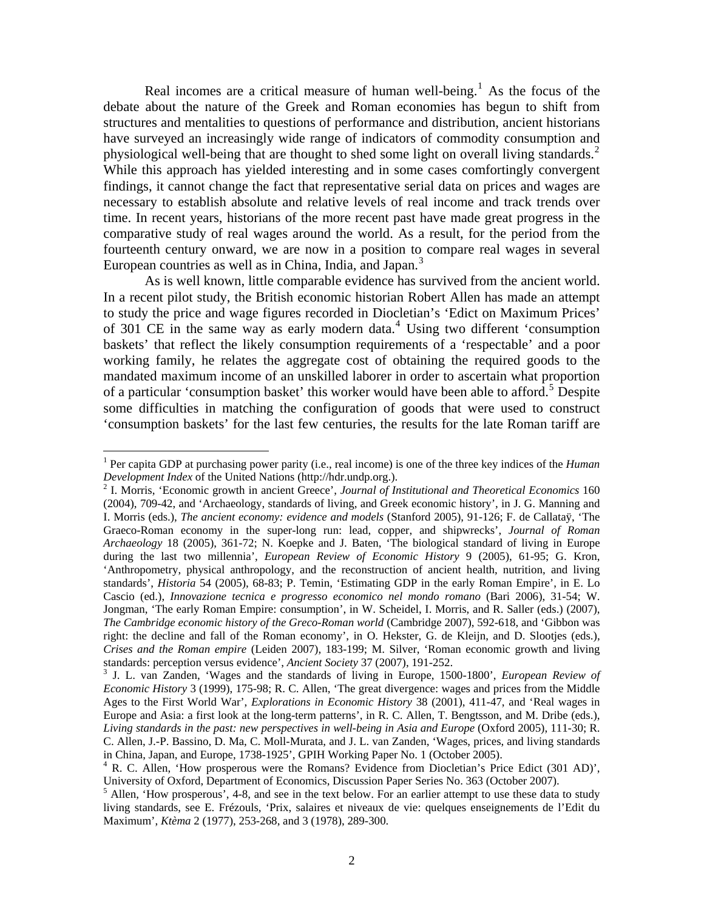Real incomes are a critical measure of human well-being.[1] As the focus of the debate about the nature of the Greek and Roman economies has begun to shift from structures and mentalities to questions of performance and distribution, ancient historians have surveyed an increasingly wide range of indicators of commodity consumption and physiological well-being that are thought to shed some light on overall living standards.[2] While this approach has yielded interesting and in some cases comfortingly convergent findings, it cannot change the fact that representative serial data on prices and wages are necessary to establish absolute and relative levels of real income and track trends over time. In recent years, historians of the more recent past have made great progress in the comparative study of real wages around the world. As a result, for the period from the fourteenth century onward, we are now in a position to compare real wages in several European countries as well as in China, India, and Japan.[3]

As is well known, little comparable evidence has survived from the ancient world. In a recent pilot study, the British economic historian Robert Allen has made an attempt to study the price and wage figures recorded in Diocletian's 'Edict on Maximum Prices' of 301 CE in the same way as early modern data.[4] Using two different 'consumption baskets' that reflect the likely consumption requirements of a 'respectable' and a poor working family, he relates the aggregate cost of obtaining the required goods to the mandated maximum income of an unskilled laborer in order to ascertain what proportion of a particular 'consumption basket' this worker would have been able to afford.[5] Despite some difficulties in matching the configuration of goods that were used to construct 'consumption baskets' for the last few centuries, the results for the late Roman tariff are

---

[1] Per capita GDP at purchasing power parity (i.e., real income) is one of the three key indices of the *Human Development Index* of the United Nations (http://hdr.undp.org.).

[2] I. Morris, 'Economic growth in ancient Greece', *Journal of Institutional and Theoretical Economics* 160 (2004), 709-42, and 'Archaeology, standards of living, and Greek economic history', in J. G. Manning and I. Morris (eds.), *The ancient economy: evidence and models* (Stanford 2005), 91-126; F. de Callataÿ, 'The Graeco-Roman economy in the super-long run: lead, copper, and shipwrecks', *Journal of Roman Archaeology* 18 (2005), 361-72; N. Koepke and J. Baten, 'The biological standard of living in Europe during the last two millennia', *European Review of Economic History* 9 (2005), 61-95; G. Kron, 'Anthropometry, physical anthropology, and the reconstruction of ancient health, nutrition, and living standards', *Historia* 54 (2005), 68-83; P. Temin, 'Estimating GDP in the early Roman Empire', in E. Lo Cascio (ed.), *Innovazione tecnica e progresso economico nel mondo romano* (Bari 2006), 31-54; W. Jongman, 'The early Roman Empire: consumption', in W. Scheidel, I. Morris, and R. Saller (eds.) (2007), *The Cambridge economic history of the Greco-Roman world* (Cambridge 2007), 592-618, and 'Gibbon was right: the decline and fall of the Roman economy', in O. Hekster, G. de Kleijn, and D. Slootjes (eds.), *Crises and the Roman empire* (Leiden 2007), 183-199; M. Silver, 'Roman economic growth and living standards: perception versus evidence', *Ancient Society* 37 (2007), 191-252.

[3] J. L. van Zanden, 'Wages and the standards of living in Europe, 1500-1800', *European Review of Economic History* 3 (1999), 175-98; R. C. Allen, 'The great divergence: wages and prices from the Middle Ages to the First World War', *Explorations in Economic History* 38 (2001), 411-47, and 'Real wages in Europe and Asia: a first look at the long-term patterns', in R. C. Allen, T. Bengtsson, and M. Dribe (eds.), *Living standards in the past: new perspectives in well-being in Asia and Europe* (Oxford 2005), 111-30; R. C. Allen, J.-P. Bassino, D. Ma, C. Moll-Murata, and J. L. van Zanden, 'Wages, prices, and living standards in China, Japan, and Europe, 1738-1925', GPIH Working Paper No. 1 (October 2005).

[4] R. C. Allen, 'How prosperous were the Romans? Evidence from Diocletian's Price Edict (301 AD)', University of Oxford, Department of Economics, Discussion Paper Series No. 363 (October 2007).

[5] Allen, 'How prosperous', 4-8, and see in the text below. For an earlier attempt to use these data to study living standards, see E. Frézouls, 'Prix, salaires et niveaux de vie: quelques enseignements de l'Edit du Maximum', *Ktèma* 2 (1977), 253-268, and 3 (1978), 289-300.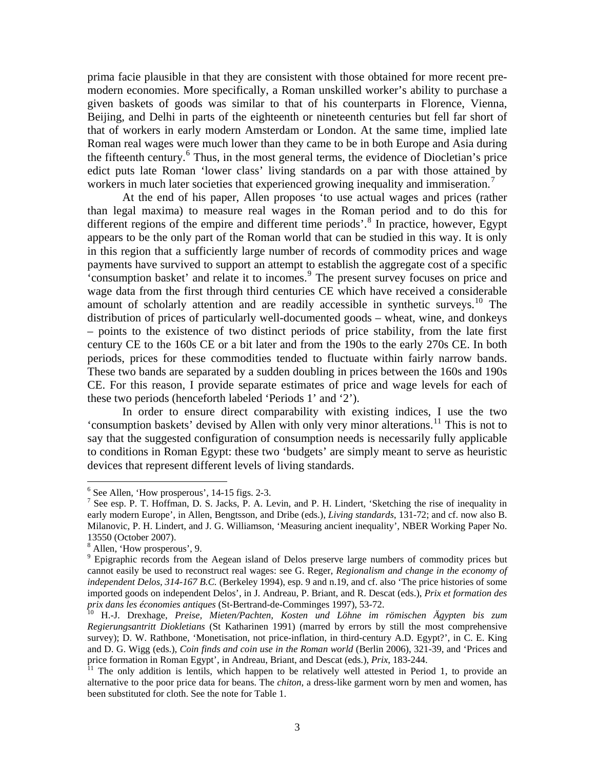prima facie plausible in that they are consistent with those obtained for more recent pre-modern economies. More specifically, a Roman unskilled worker's ability to purchase a given baskets of goods was similar to that of his counterparts in Florence, Vienna, Beijing, and Delhi in parts of the eighteenth or nineteenth centuries but fell far short of that of workers in early modern Amsterdam or London. At the same time, implied late Roman real wages were much lower than they came to be in both Europe and Asia during the fifteenth century.[6] Thus, in the most general terms, the evidence of Diocletian's price edict puts late Roman 'lower class' living standards on a par with those attained by workers in much later societies that experienced growing inequality and immiseration.[7]

At the end of his paper, Allen proposes 'to use actual wages and prices (rather than legal maxima) to measure real wages in the Roman period and to do this for different regions of the empire and different time periods'.[8] In practice, however, Egypt appears to be the only part of the Roman world that can be studied in this way. It is only in this region that a sufficiently large number of records of commodity prices and wage payments have survived to support an attempt to establish the aggregate cost of a specific 'consumption basket' and relate it to incomes.[9] The present survey focuses on price and wage data from the first through third centuries CE which have received a considerable amount of scholarly attention and are readily accessible in synthetic surveys.[10] The distribution of prices of particularly well-documented goods – wheat, wine, and donkeys – points to the existence of two distinct periods of price stability, from the late first century CE to the 160s CE or a bit later and from the 190s to the early 270s CE. In both periods, prices for these commodities tended to fluctuate within fairly narrow bands. These two bands are separated by a sudden doubling in prices between the 160s and 190s CE. For this reason, I provide separate estimates of price and wage levels for each of these two periods (henceforth labeled 'Periods 1' and '2').

In order to ensure direct comparability with existing indices, I use the two 'consumption baskets' devised by Allen with only very minor alterations.[11] This is not to say that the suggested configuration of consumption needs is necessarily fully applicable to conditions in Roman Egypt: these two 'budgets' are simply meant to serve as heuristic devices that represent different levels of living standards.

---

[6] See Allen, 'How prosperous', 14-15 figs. 2-3.

[7] See esp. P. T. Hoffman, D. S. Jacks, P. A. Levin, and P. H. Lindert, 'Sketching the rise of inequality in early modern Europe', in Allen, Bengtsson, and Dribe (eds.), *Living standards*, 131-72; and cf. now also B. Milanovic, P. H. Lindert, and J. G. Williamson, 'Measuring ancient inequality', NBER Working Paper No. 13550 (October 2007).

[8] Allen, 'How prosperous', 9.

[9] Epigraphic records from the Aegean island of Delos preserve large numbers of commodity prices but cannot easily be used to reconstruct real wages: see G. Reger, *Regionalism and change in the economy of independent Delos, 314-167 B.C.* (Berkeley 1994), esp. 9 and n.19, and cf. also 'The price histories of some imported goods on independent Delos', in J. Andreau, P. Briant, and R. Descat (eds.), *Prix et formation des prix dans les économies antiques* (St-Bertrand-de-Comminges 1997), 53-72.

[10] H.-J. Drexhage, *Preise, Mieten/Pachten, Kosten und Löhne im römischen Ägypten bis zum Regierungsantritt Diokletians* (St Katharinen 1991) (marred by errors by still the most comprehensive survey); D. W. Rathbone, 'Monetisation, not price-inflation, in third-century A.D. Egypt?', in C. E. King and D. G. Wigg (eds.), *Coin finds and coin use in the Roman world* (Berlin 2006), 321-39, and 'Prices and price formation in Roman Egypt', in Andreau, Briant, and Descat (eds.), *Prix*, 183-244.

[11] The only addition is lentils, which happen to be relatively well attested in Period 1, to provide an alternative to the poor price data for beans. The *chiton*, a dress-like garment worn by men and women, has been substituted for cloth. See the note for Table 1.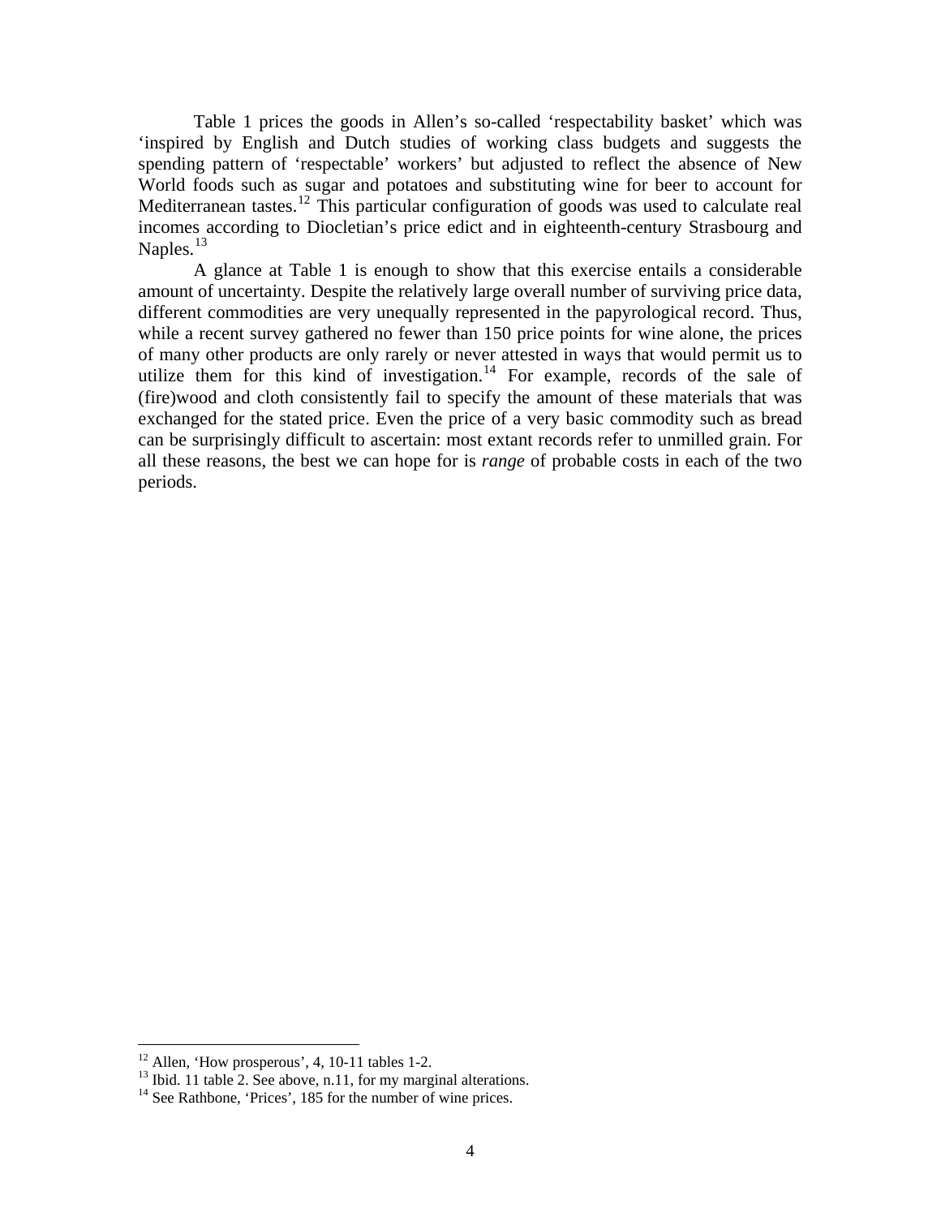Table 1 prices the goods in Allen's so-called 'respectability basket' which was 'inspired by English and Dutch studies of working class budgets and suggests the spending pattern of 'respectable' workers' but adjusted to reflect the absence of New World foods such as sugar and potatoes and substituting wine for beer to account for Mediterranean tastes.[12] This particular configuration of goods was used to calculate real incomes according to Diocletian's price edict and in eighteenth-century Strasbourg and Naples.[13]

A glance at Table 1 is enough to show that this exercise entails a considerable amount of uncertainty. Despite the relatively large overall number of surviving price data, different commodities are very unequally represented in the papyrological record. Thus, while a recent survey gathered no fewer than 150 price points for wine alone, the prices of many other products are only rarely or never attested in ways that would permit us to utilize them for this kind of investigation.[14] For example, records of the sale of (fire)wood and cloth consistently fail to specify the amount of these materials that was exchanged for the stated price. Even the price of a very basic commodity such as bread can be surprisingly difficult to ascertain: most extant records refer to unmilled grain. For all these reasons, the best we can hope for is *range* of probable costs in each of the two periods.

---

[12] Allen, 'How prosperous', 4, 10-11 tables 1-2.

[13] Ibid. 11 table 2. See above, n.11, for my marginal alterations.

[14] See Rathbone, 'Prices', 185 for the number of wine prices.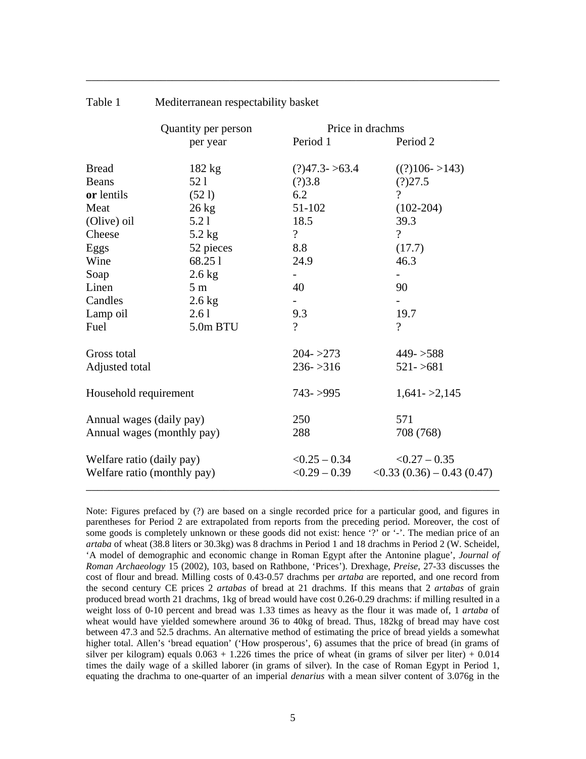Table 1 Mediterranean respectability basket

| | Quantity per person per year | Price in drachms Period 1 | Period 2 |
|---|---|---|---|
| Bread | 182 kg | (?)47.3- >63.4 | ((?)106- >143) |
| Beans | 52 l | (?)3.8 | (?)27.5 |
| **or** lentils | (52 l) | 6.2 | ? |
| Meat | 26 kg | 51-102 | (102-204) |
| (Olive) oil | 5.2 l | 18.5 | 39.3 |
| Cheese | 5.2 kg | ? | ? |
| Eggs | 52 pieces | 8.8 | (17.7) |
| Wine | 68.25 l | 24.9 | 46.3 |
| Soap | 2.6 kg | - | - |
| Linen | 5 m | 40 | 90 |
| Candles | 2.6 kg | - | - |
| Lamp oil | 2.6 l | 9.3 | 19.7 |
| Fuel | 5.0m BTU | ? | ? |
| Gross total | | 204- >273 | 449- >588 |
| Adjusted total | | 236- >316 | 521- >681 |
| Household requirement | | 743- >995 | 1,641- >2,145 |
| Annual wages (daily pay) | | 250 | 571 |
| Annual wages (monthly pay) | | 288 | 708 (768) |
| Welfare ratio (daily pay) | | <0.25 – 0.34 | <0.27 – 0.35 |
| Welfare ratio (monthly pay) | | <0.29 – 0.39 | <0.33 (0.36) – 0.43 (0.47) |

Note: Figures prefaced by (?) are based on a single recorded price for a particular good, and figures in parentheses for Period 2 are extrapolated from reports from the preceding period. Moreover, the cost of some goods is completely unknown or these goods did not exist: hence '?' or '-'. The median price of an *artaba* of wheat (38.8 liters or 30.3kg) was 8 drachms in Period 1 and 18 drachms in Period 2 (W. Scheidel, 'A model of demographic and economic change in Roman Egypt after the Antonine plague', *Journal of Roman Archaeology* 15 (2002), 103, based on Rathbone, 'Prices'). Drexhage, *Preise*, 27-33 discusses the cost of flour and bread. Milling costs of 0.43-0.57 drachms per *artaba* are reported, and one record from the second century CE prices 2 *artabas* of bread at 21 drachms. If this means that 2 *artabas* of grain produced bread worth 21 drachms, 1kg of bread would have cost 0.26-0.29 drachms: if milling resulted in a weight loss of 0-10 percent and bread was 1.33 times as heavy as the flour it was made of, 1 *artaba* of wheat would have yielded somewhere around 36 to 40kg of bread. Thus, 182kg of bread may have cost between 47.3 and 52.5 drachms. An alternative method of estimating the price of bread yields a somewhat higher total. Allen's 'bread equation' ('How prosperous', 6) assumes that the price of bread (in grams of silver per kilogram) equals 0.063 + 1.226 times the price of wheat (in grams of silver per liter) + 0.014 times the daily wage of a skilled laborer (in grams of silver). In the case of Roman Egypt in Period 1, equating the drachma to one-quarter of an imperial *denarius* with a mean silver content of 3.076g in the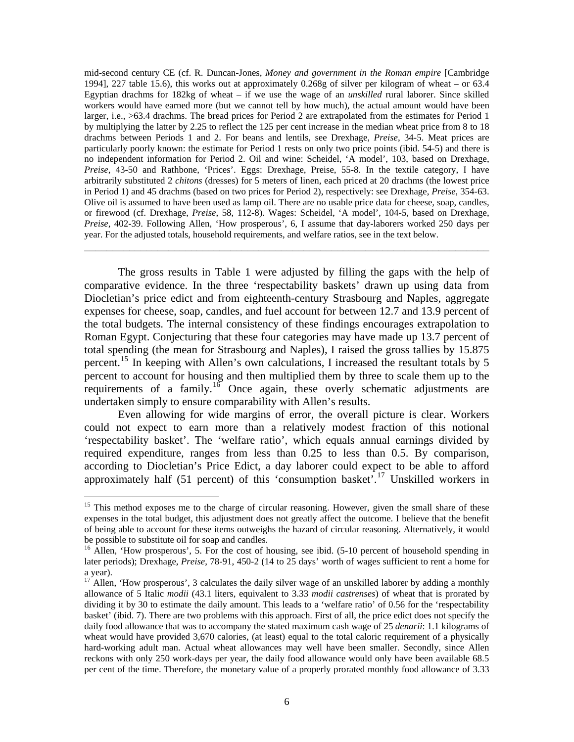mid-second century CE (cf. R. Duncan-Jones, *Money and government in the Roman empire* [Cambridge 1994], 227 table 15.6), this works out at approximately 0.268g of silver per kilogram of wheat – or 63.4 Egyptian drachms for 182kg of wheat – if we use the wage of an *unskilled* rural laborer. Since skilled workers would have earned more (but we cannot tell by how much), the actual amount would have been larger, i.e., >63.4 drachms. The bread prices for Period 2 are extrapolated from the estimates for Period 1 by multiplying the latter by 2.25 to reflect the 125 per cent increase in the median wheat price from 8 to 18 drachms between Periods 1 and 2. For beans and lentils, see Drexhage, *Preise*, 34-5. Meat prices are particularly poorly known: the estimate for Period 1 rests on only two price points (ibid. 54-5) and there is no independent information for Period 2. Oil and wine: Scheidel, 'A model', 103, based on Drexhage, *Preise*, 43-50 and Rathbone, 'Prices'. Eggs: Drexhage, Preise, 55-8. In the textile category, I have arbitrarily substituted 2 *chitons* (dresses) for 5 meters of linen, each priced at 20 drachms (the lowest price in Period 1) and 45 drachms (based on two prices for Period 2), respectively: see Drexhage, *Preise*, 354-63. Olive oil is assumed to have been used as lamp oil. There are no usable price data for cheese, soap, candles, or firewood (cf. Drexhage, *Preise*, 58, 112-8). Wages: Scheidel, 'A model', 104-5, based on Drexhage, *Preise*, 402-39. Following Allen, 'How prosperous', 6, I assume that day-laborers worked 250 days per year. For the adjusted totals, household requirements, and welfare ratios, see in the text below.

---

The gross results in Table 1 were adjusted by filling the gaps with the help of comparative evidence. In the three 'respectability baskets' drawn up using data from Diocletian's price edict and from eighteenth-century Strasbourg and Naples, aggregate expenses for cheese, soap, candles, and fuel account for between 12.7 and 13.9 percent of the total budgets. The internal consistency of these findings encourages extrapolation to Roman Egypt. Conjecturing that these four categories may have made up 13.7 percent of total spending (the mean for Strasbourg and Naples), I raised the gross tallies by 15.875 percent.[15] In keeping with Allen's own calculations, I increased the resultant totals by 5 percent to account for housing and then multiplied them by three to scale them up to the requirements of a family.[16] Once again, these overly schematic adjustments are undertaken simply to ensure comparability with Allen's results.

Even allowing for wide margins of error, the overall picture is clear. Workers could not expect to earn more than a relatively modest fraction of this notional 'respectability basket'. The 'welfare ratio', which equals annual earnings divided by required expenditure, ranges from less than 0.25 to less than 0.5. By comparison, according to Diocletian's Price Edict, a day laborer could expect to be able to afford approximately half (51 percent) of this 'consumption basket'.[17] Unskilled workers in

---

[15] This method exposes me to the charge of circular reasoning. However, given the small share of these expenses in the total budget, this adjustment does not greatly affect the outcome. I believe that the benefit of being able to account for these items outweighs the hazard of circular reasoning. Alternatively, it would be possible to substitute oil for soap and candles.

[16] Allen, 'How prosperous', 5. For the cost of housing, see ibid. (5-10 percent of household spending in later periods); Drexhage, *Preise*, 78-91, 450-2 (14 to 25 days' worth of wages sufficient to rent a home for a year).

[17] Allen, 'How prosperous', 3 calculates the daily silver wage of an unskilled laborer by adding a monthly allowance of 5 Italic *modii* (43.1 liters, equivalent to 3.33 *modii castrenses*) of wheat that is prorated by dividing it by 30 to estimate the daily amount. This leads to a 'welfare ratio' of 0.56 for the 'respectability basket' (ibid. 7). There are two problems with this approach. First of all, the price edict does not specify the daily food allowance that was to accompany the stated maximum cash wage of 25 *denarii*: 1.1 kilograms of wheat would have provided 3,670 calories, (at least) equal to the total caloric requirement of a physically hard-working adult man. Actual wheat allowances may well have been smaller. Secondly, since Allen reckons with only 250 work-days per year, the daily food allowance would only have been available 68.5 per cent of the time. Therefore, the monetary value of a properly prorated monthly food allowance of 3.33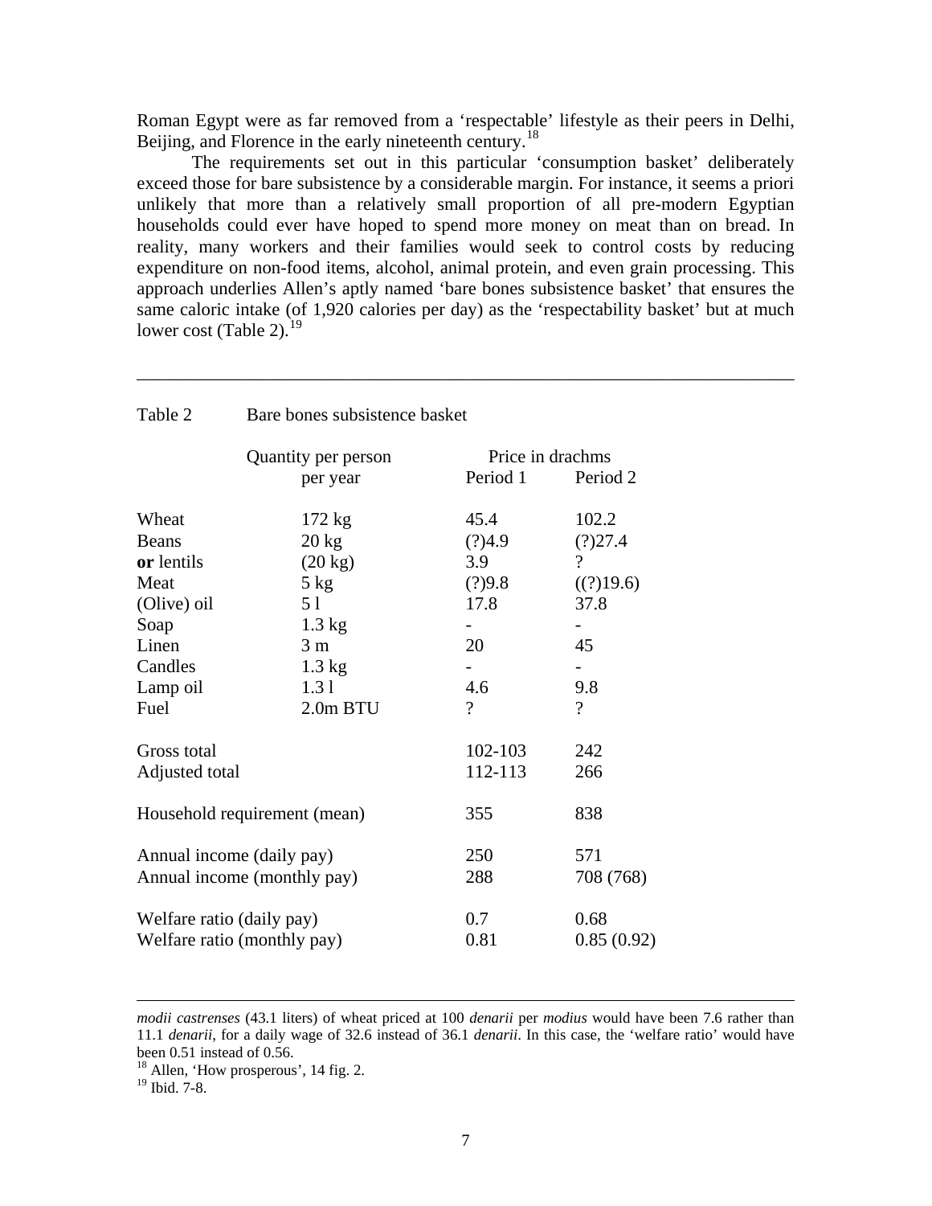Roman Egypt were as far removed from a 'respectable' lifestyle as their peers in Delhi, Beijing, and Florence in the early nineteenth century.[18]

The requirements set out in this particular 'consumption basket' deliberately exceed those for bare subsistence by a considerable margin. For instance, it seems a priori unlikely that more than a relatively small proportion of all pre-modern Egyptian households could ever have hoped to spend more money on meat than on bread. In reality, many workers and their families would seek to control costs by reducing expenditure on non-food items, alcohol, animal protein, and even grain processing. This approach underlies Allen's aptly named 'bare bones subsistence basket' that ensures the same caloric intake (of 1,920 calories per day) as the 'respectability basket' but at much lower cost (Table 2).[19]

---

Table 2 Bare bones subsistence basket

| | Quantity per person per year | Price in drachms Period 1 | Period 2 |
|---|---|---|---|
| Wheat | 172 kg | 45.4 | 102.2 |
| Beans | 20 kg | (?)4.9 | (?)27.4 |
| **or** lentils | (20 kg) | 3.9 | ? |
| Meat | 5 kg | (?)9.8 | ((?)19.6) |
| (Olive) oil | 5 l | 17.8 | 37.8 |
| Soap | 1.3 kg | - | - |
| Linen | 3 m | 20 | 45 |
| Candles | 1.3 kg | - | - |
| Lamp oil | 1.3 l | 4.6 | 9.8 |
| Fuel | 2.0m BTU | ? | ? |
| Gross total | | 102-103 | 242 |
| Adjusted total | | 112-113 | 266 |
| Household requirement (mean) | | 355 | 838 |
| Annual income (daily pay) | | 250 | 571 |
| Annual income (monthly pay) | | 288 | 708 (768) |
| Welfare ratio (daily pay) | | 0.7 | 0.68 |
| Welfare ratio (monthly pay) | | 0.81 | 0.85 (0.92) |

---

*modii castrenses* (43.1 liters) of wheat priced at 100 *denarii* per *modius* would have been 7.6 rather than 11.1 *denarii*, for a daily wage of 32.6 instead of 36.1 *denarii*. In this case, the 'welfare ratio' would have been 0.51 instead of 0.56.

[18] Allen, 'How prosperous', 14 fig. 2.

[19] Ibid. 7-8.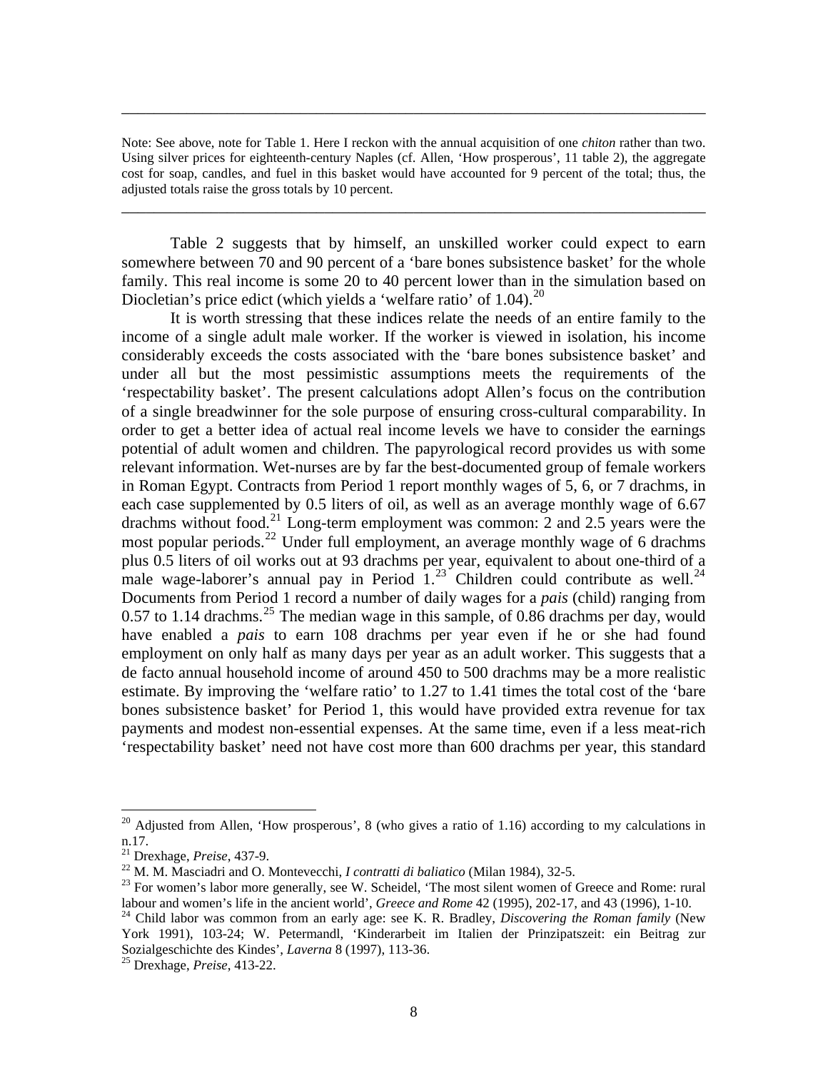Note: See above, note for Table 1. Here I reckon with the annual acquisition of one *chiton* rather than two. Using silver prices for eighteenth-century Naples (cf. Allen, 'How prosperous', 11 table 2), the aggregate cost for soap, candles, and fuel in this basket would have accounted for 9 percent of the total; thus, the adjusted totals raise the gross totals by 10 percent.

Table 2 suggests that by himself, an unskilled worker could expect to earn somewhere between 70 and 90 percent of a 'bare bones subsistence basket' for the whole family. This real income is some 20 to 40 percent lower than in the simulation based on Diocletian's price edict (which yields a 'welfare ratio' of 1.04).[20]

It is worth stressing that these indices relate the needs of an entire family to the income of a single adult male worker. If the worker is viewed in isolation, his income considerably exceeds the costs associated with the 'bare bones subsistence basket' and under all but the most pessimistic assumptions meets the requirements of the 'respectability basket'. The present calculations adopt Allen's focus on the contribution of a single breadwinner for the sole purpose of ensuring cross-cultural comparability. In order to get a better idea of actual real income levels we have to consider the earnings potential of adult women and children. The papyrological record provides us with some relevant information. Wet-nurses are by far the best-documented group of female workers in Roman Egypt. Contracts from Period 1 report monthly wages of 5, 6, or 7 drachms, in each case supplemented by 0.5 liters of oil, as well as an average monthly wage of 6.67 drachms without food.[21] Long-term employment was common: 2 and 2.5 years were the most popular periods.[22] Under full employment, an average monthly wage of 6 drachms plus 0.5 liters of oil works out at 93 drachms per year, equivalent to about one-third of a male wage-laborer's annual pay in Period 1.[23] Children could contribute as well.[24] Documents from Period 1 record a number of daily wages for a *pais* (child) ranging from 0.57 to 1.14 drachms.[25] The median wage in this sample, of 0.86 drachms per day, would have enabled a *pais* to earn 108 drachms per year even if he or she had found employment on only half as many days per year as an adult worker. This suggests that a de facto annual household income of around 450 to 500 drachms may be a more realistic estimate. By improving the 'welfare ratio' to 1.27 to 1.41 times the total cost of the 'bare bones subsistence basket' for Period 1, this would have provided extra revenue for tax payments and modest non-essential expenses. At the same time, even if a less meat-rich 'respectability basket' need not have cost more than 600 drachms per year, this standard

---

[20] Adjusted from Allen, 'How prosperous', 8 (who gives a ratio of 1.16) according to my calculations in n.17.

[21] Drexhage, *Preise*, 437-9.

[22] M. M. Masciadri and O. Montevecchi, *I contratti di baliatico* (Milan 1984), 32-5.

[23] For women's labor more generally, see W. Scheidel, 'The most silent women of Greece and Rome: rural labour and women's life in the ancient world', *Greece and Rome* 42 (1995), 202-17, and 43 (1996), 1-10.

[24] Child labor was common from an early age: see K. R. Bradley, *Discovering the Roman family* (New York 1991), 103-24; W. Petermandl, 'Kinderarbeit im Italien der Prinzipatszeit: ein Beitrag zur Sozialgeschichte des Kindes', *Laverna* 8 (1997), 113-36.

[25] Drexhage, *Preise*, 413-22.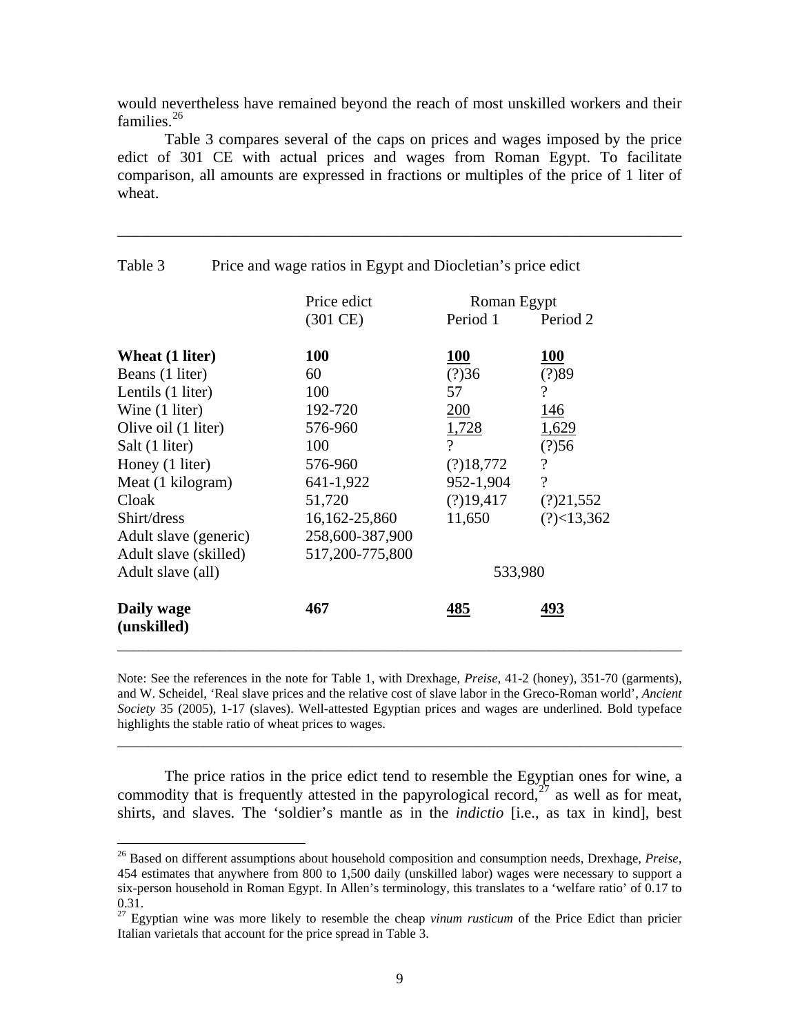would nevertheless have remained beyond the reach of most unskilled workers and their families.[26]

Table 3 compares several of the caps on prices and wages imposed by the price edict of 301 CE with actual prices and wages from Roman Egypt. To facilitate comparison, all amounts are expressed in fractions or multiples of the price of 1 liter of wheat.

Table 3 Price and wage ratios in Egypt and Diocletian's price edict

| | Price edict (301 CE) | Roman Egypt Period 1 | Roman Egypt Period 2 |
|---|---|---|---|
| **Wheat (1 liter)** | **100** | <u>**100**</u> | <u>**100**</u> |
| Beans (1 liter) | 60 | (?)36 | (?)89 |
| Lentils (1 liter) | 100 | 57 | ? |
| Wine (1 liter) | 192-720 | <u>200</u> | <u>146</u> |
| Olive oil (1 liter) | 576-960 | <u>1,728</u> | <u>1,629</u> |
| Salt (1 liter) | 100 | ? | (?)56 |
| Honey (1 liter) | 576-960 | (?)18,772 | ? |
| Meat (1 kilogram) | 641-1,922 | 952-1,904 | ? |
| Cloak | 51,720 | (?)19,417 | (?)21,552 |
| Shirt/dress | 16,162-25,860 | 11,650 | (?)<13,362 |
| Adult slave (generic) | 258,600-387,900 | | |
| Adult slave (skilled) | 517,200-775,800 | | |
| Adult slave (all) | | 533,980 | |
| **Daily wage (unskilled)** | **467** | <u>**485**</u> | <u>**493**</u> |

Note: See the references in the note for Table 1, with Drexhage, *Preise*, 41-2 (honey), 351-70 (garments), and W. Scheidel, 'Real slave prices and the relative cost of slave labor in the Greco-Roman world', *Ancient Society* 35 (2005), 1-17 (slaves). Well-attested Egyptian prices and wages are underlined. Bold typeface highlights the stable ratio of wheat prices to wages.

The price ratios in the price edict tend to resemble the Egyptian ones for wine, a commodity that is frequently attested in the papyrological record,[27] as well as for meat, shirts, and slaves. The 'soldier's mantle as in the *indictio* [i.e., as tax in kind], best

[26] Based on different assumptions about household composition and consumption needs, Drexhage, *Preise*, 454 estimates that anywhere from 800 to 1,500 daily (unskilled labor) wages were necessary to support a six-person household in Roman Egypt. In Allen's terminology, this translates to a 'welfare ratio' of 0.17 to 0.31.

[27] Egyptian wine was more likely to resemble the cheap *vinum rusticum* of the Price Edict than pricier Italian varietals that account for the price spread in Table 3.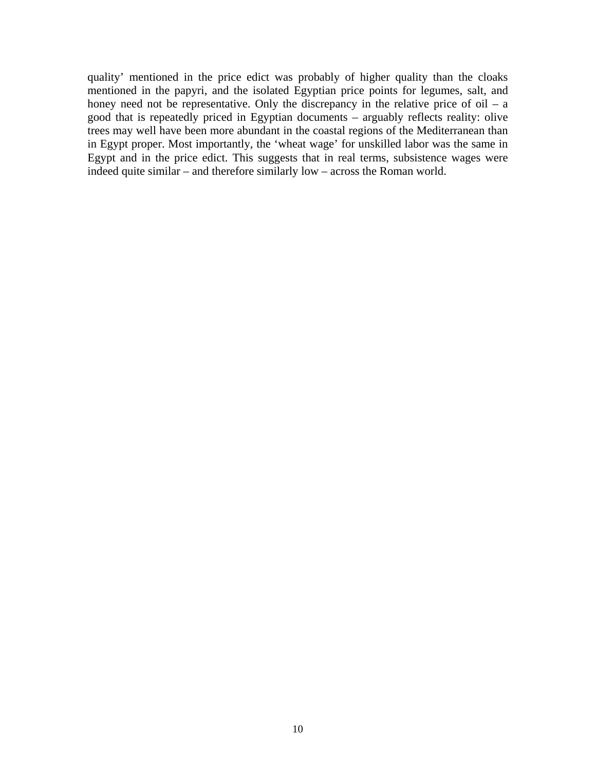quality' mentioned in the price edict was probably of higher quality than the cloaks mentioned in the papyri, and the isolated Egyptian price points for legumes, salt, and honey need not be representative. Only the discrepancy in the relative price of oil – a good that is repeatedly priced in Egyptian documents – arguably reflects reality: olive trees may well have been more abundant in the coastal regions of the Mediterranean than in Egypt proper. Most importantly, the 'wheat wage' for unskilled labor was the same in Egypt and in the price edict. This suggests that in real terms, subsistence wages were indeed quite similar – and therefore similarly low – across the Roman world.